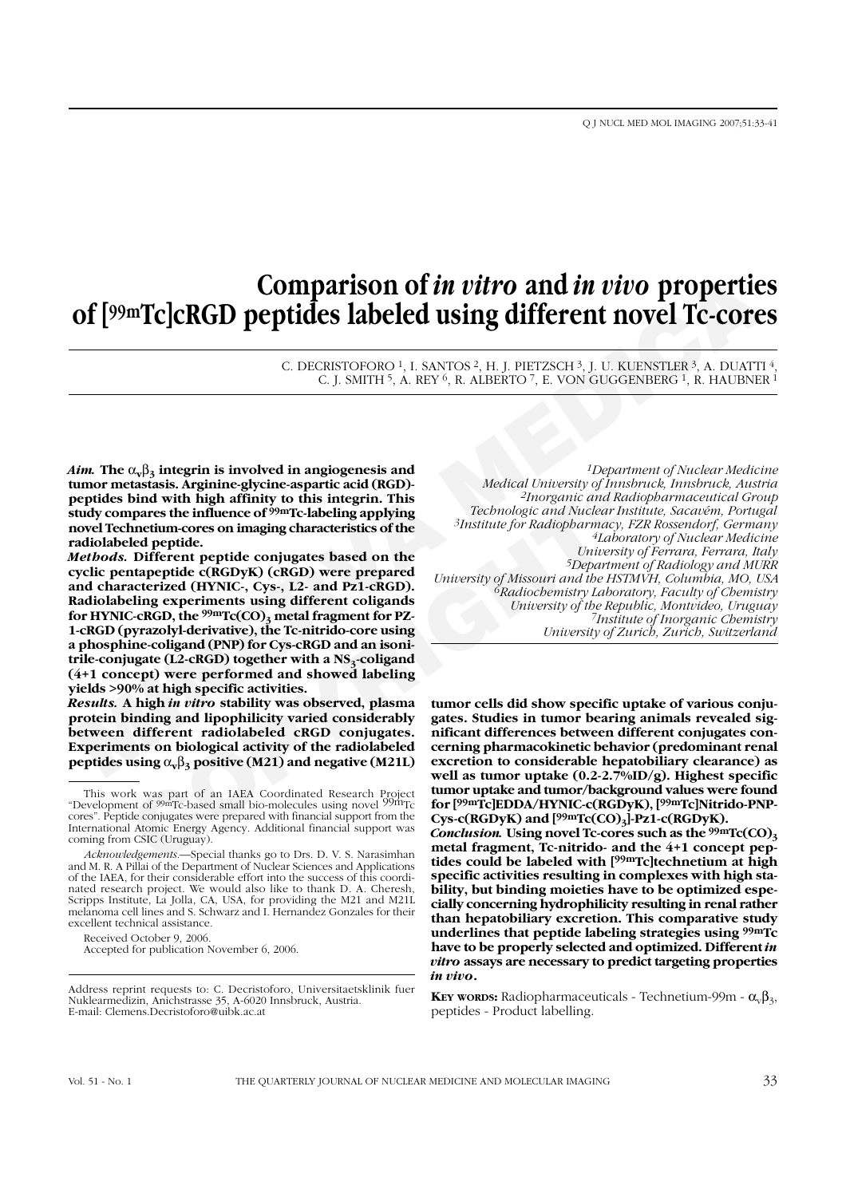# Comparison of *in vitro* and *in vivo* properties of [99mTc]cRGD peptides labeled using different novel Tc-cores

C. DECRISTOFORO [1], I. SANTOS [2], H. J. PIETZSCH [3], J. U. KUENSTLER [3], A. DUATTI [4], C. J. SMITH [5], A. REY [6], R. ALBERTO [7], E. VON GUGGENBERG [1], R. HAUBNER [1]

[1]Department of Nuclear Medicine, Medical University of Innsbruck, Innsbruck, Austria
[2]Inorganic and Radiopharmaceutical Group, Technologic and Nuclear Institute, Sacavém, Portugal
[3]Institute for Radiopharmacy, FZR Rossendorf, Germany
[4]Laboratory of Nuclear Medicine, University of Ferrara, Ferrara, Italy
[5]Department of Radiology and MURR, University of Missouri and the HSTMVH, Columbia, MO, USA
[6]Radiochemistry Laboratory, Faculty of Chemistry, University of the Republic, Montvideo, Uruguay
[7]Institute of Inorganic Chemistry, University of Zurich, Zurich, Switzerland

***Aim.*** **The $\alpha_v\beta_3$ integrin is involved in angiogenesis and tumor metastasis. Arginine-glycine-aspartic acid (RGD)-peptides bind with high affinity to this integrin. This study compares the influence of $^{99m}$Tc-labeling applying novel Technetium-cores on imaging characteristics of the radiolabeled peptide.**

***Methods.*** **Different peptide conjugates based on the cyclic pentapeptide c(RGDyK) (cRGD) were prepared and characterized (HYNIC-, Cys-, L2- and Pz1-cRGD). Radiolabeling experiments using different coligands for HYNIC-cRGD, the $^{99m}Tc(CO)_3$ metal fragment for PZ-1-cRGD (pyrazolyl-derivative), the Tc-nitrido-core using a phosphine-coligand (PNP) for Cys-cRGD and an isonitrile-conjugate (L2-cRGD) together with a $NS_3$-coligand (4+1 concept) were performed and showed labeling yields >90% at high specific activities.**

***Results.*** **A high *in vitro* stability was observed, plasma protein binding and lipophilicity varied considerably between different radiolabeled cRGD conjugates. Experiments on biological activity of the radiolabeled peptides using $\alpha_v\beta_3$ positive (M21) and negative (M21L) tumor cells did show specific uptake of various conjugates. Studies in tumor bearing animals revealed significant differences between different conjugates concerning pharmacokinetic behavior (predominant renal excretion to considerable hepatobiliary clearance) as well as tumor uptake (0.2-2.7%ID/g). Highest specific tumor uptake and tumor/background values were found for [99mTc]EDDA/HYNIC-c(RGDyK), [99mTc]Nitrido-PNP-Cys-c(RGDyK) and [$^{99m}Tc(CO)_3$]-Pz1-c(RGDyK).**

***Conclusion.*** **Using novel Tc-cores such as the $^{99m}Tc(CO)_3$ metal fragment, Tc-nitrido- and the 4+1 concept peptides could be labeled with [99mTc]technetium at high specific activities resulting in complexes with high stability, but binding moieties have to be optimized especially concerning hydrophilicity resulting in renal rather than hepatobiliary excretion. This comparative study underlines that peptide labeling strategies using $^{99m}$Tc have to be properly selected and optimized. Different *in vitro* assays are necessary to predict targeting properties *in vivo*.**

**KEY WORDS:** Radiopharmaceuticals - Technetium-99m - $\alpha_v\beta_3$, peptides - Product labelling.

---

This work was part of an IAEA Coordinated Research Project "Development of 99mTc-based small bio-molecules using novel 99mTc cores". Peptide conjugates were prepared with financial support from the International Atomic Energy Agency. Additional financial support was coming from CSIC (Uruguay).

*Acknowledgements.*—Special thanks go to Drs. D. V. S. Narasimhan and M. R. A Pillai of the Department of Nuclear Sciences and Applications of the IAEA, for their considerable effort into the success of this coordinated research project. We would also like to thank D. A. Cheresh, Scripps Institute, La Jolla, CA, USA, for providing the M21 and M21L melanoma cell lines and S. Schwarz and I. Hernandez Gonzales for their excellent technical assistance.

Received October 9, 2006.
Accepted for publication November 6, 2006.

Address reprint requests to: C. Decristoforo, Universitaetsklinik fuer Nuklearmedizin, Anichstrasse 35, A-6020 Innsbruck, Austria.
E-mail: Clemens.Decristoforo@uibk.ac.at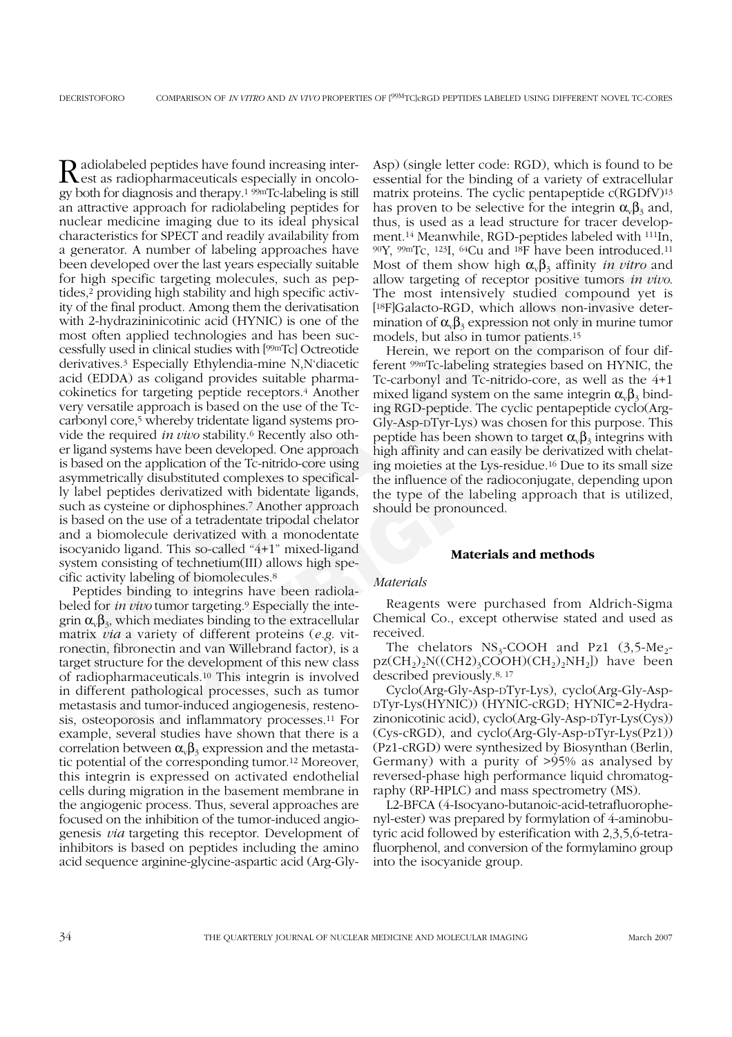Radiolabeled peptides have found increasing interest as radiopharmaceuticals especially in oncology both for diagnosis and therapy.[1] $^{99m}$Tc-labeling is still an attractive approach for radiolabeling peptides for nuclear medicine imaging due to its ideal physical characteristics for SPECT and readily availability from a generator. A number of labeling approaches have been developed over the last years especially suitable for high specific targeting molecules, such as peptides,[2] providing high stability and high specific activity of the final product. Among them the derivatisation with 2-hydrazininicotinic acid (HYNIC) is one of the most often applied technologies and has been successfully used in clinical studies with [$^{99m}$Tc] Octreotide derivatives.[3] Especially Ethylendia-mine N,N'diacetic acid (EDDA) as coligand provides suitable pharmacokinetics for targeting peptide receptors.[4] Another very versatile approach is based on the use of the Tc-carbonyl core,[5] whereby tridentate ligand systems provide the required *in vivo* stability.[6] Recently also other ligand systems have been developed. One approach is based on the application of the Tc-nitrido-core using asymmetrically disubstituted complexes to specifically label peptides derivatized with bidentate ligands, such as cysteine or diphosphines.[7] Another approach is based on the use of a tetradentate tripodal chelator and a biomolecule derivatized with a monodentate isocyanido ligand. This so-called "4+1" mixed-ligand system consisting of technetium(III) allows high specific activity labeling of biomolecules.[8]

Peptides binding to integrins have been radiolabeled for *in vivo* tumor targeting.[9] Especially the integrin $\alpha_v\beta_3$, which mediates binding to the extracellular matrix *via* a variety of different proteins (*e.g.* vitronectin, fibronectin and van Willebrand factor), is a target structure for the development of this new class of radiopharmaceuticals.[10] This integrin is involved in different pathological processes, such as tumor metastasis and tumor-induced angiogenesis, restenosis, osteoporosis and inflammatory processes.[11] For example, several studies have shown that there is a correlation between $\alpha_v\beta_3$ expression and the metastatic potential of the corresponding tumor.[12] Moreover, this integrin is expressed on activated endothelial cells during migration in the basement membrane in the angiogenic process. Thus, several approaches are focused on the inhibition of the tumor-induced angiogenesis *via* targeting this receptor. Development of inhibitors is based on peptides including the amino acid sequence arginine-glycine-aspartic acid (Arg-Gly-Asp) (single letter code: RGD), which is found to be essential for the binding of a variety of extracellular matrix proteins. The cyclic pentapeptide c(RGDfV)[13] has proven to be selective for the integrin $\alpha_v\beta_3$ and, thus, is used as a lead structure for tracer development.[14] Meanwhile, RGD-peptides labeled with $^{111}$In, $^{90}$Y, $^{99m}$Tc, $^{123}$I, $^{64}$Cu and $^{18}$F have been introduced.[11] Most of them show high $\alpha_v\beta_3$ affinity *in vitro* and allow targeting of receptor positive tumors *in vivo*. The most intensively studied compound yet is [$^{18}$F]Galacto-RGD, which allows non-invasive determination of $\alpha_v\beta_3$ expression not only in murine tumor models, but also in tumor patients.[15]

Herein, we report on the comparison of four different $^{99m}$Tc-labeling strategies based on HYNIC, the Tc-carbonyl and Tc-nitrido-core, as well as the 4+1 mixed ligand system on the same integrin $\alpha_v\beta_3$ binding RGD-peptide. The cyclic pentapeptide cyclo(Arg-Gly-Asp-DTyr-Lys) was chosen for this purpose. This peptide has been shown to target $\alpha_v\beta_3$ integrins with high affinity and can easily be derivatized with chelating moieties at the Lys-residue.[16] Due to its small size the influence of the radioconjugate, depending upon the type of the labeling approach that is utilized, should be pronounced.

## Materials and methods

### Materials

Reagents were purchased from Aldrich-Sigma Chemical Co., except otherwise stated and used as received.

The chelators $NS_3$-COOH and Pz1 (3,5-$Me_2$-pz$(CH_2)_2$N($(CH2)_3$COOH)$(CH_2)_2NH_2$]) have been described previously.[8, 17]

Cyclo(Arg-Gly-Asp-DTyr-Lys), cyclo(Arg-Gly-Asp-DTyr-Lys(HYNIC)) (HYNIC-cRGD; HYNIC=2-Hydrazinonicotinic acid), cyclo(Arg-Gly-Asp-DTyr-Lys(Cys)) (Cys-cRGD), and cyclo(Arg-Gly-Asp-DTyr-Lys(Pz1)) (Pz1-cRGD) were synthesized by Biosynthan (Berlin, Germany) with a purity of >95% as analysed by reversed-phase high performance liquid chromatography (RP-HPLC) and mass spectrometry (MS).

L2-BFCA (4-Isocyano-butanoic-acid-tetrafluorophenyl-ester) was prepared by formylation of 4-aminobutyric acid followed by esterification with 2,3,5,6-tetrafluorphenol, and conversion of the formylamino group into the isocyanide group.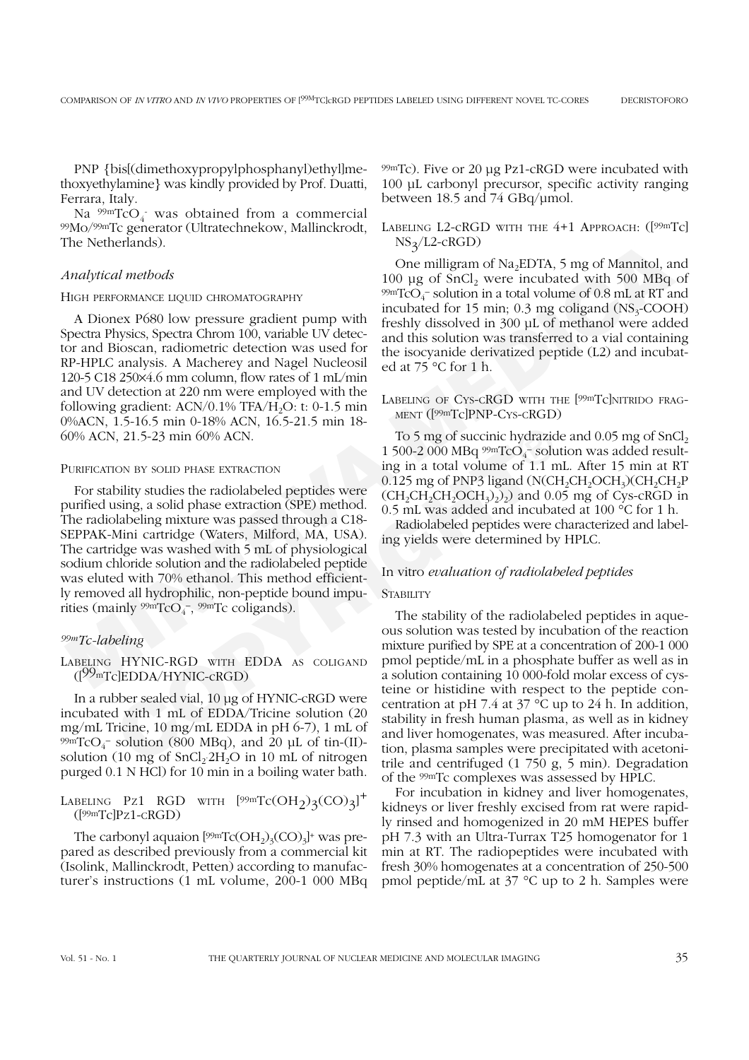PNP {bis[(dimethoxypropylphosphanyl)ethyl]methoxyethylamine} was kindly provided by Prof. Duatti, Ferrara, Italy.

Na $^{99m}TcO_4^-$ was obtained from a commercial $^{99}Mo/^{99m}Tc$ generator (Ultratechnekow, Mallinckrodt, The Netherlands).

### *Analytical methods*

#### High performance liquid chromatography

A Dionex P680 low pressure gradient pump with Spectra Physics, Spectra Chrom 100, variable UV detector and Bioscan, radiometric detection was used for RP-HPLC analysis. A Macherey and Nagel Nucleosil 120-5 C18 250×4.6 mm column, flow rates of 1 mL/min and UV detection at 220 nm were employed with the following gradient: ACN/0.1% TFA/$H_2O$: t: 0-1.5 min 0%ACN, 1.5-16.5 min 0-18% ACN, 16.5-21.5 min 18-60% ACN, 21.5-23 min 60% ACN.

#### Purification by solid phase extraction

For stability studies the radiolabeled peptides were purified using, a solid phase extraction (SPE) method. The radiolabeling mixture was passed through a C18-SEPPAK-Mini cartridge (Waters, Milford, MA, USA). The cartridge was washed with 5 mL of physiological sodium chloride solution and the radiolabeled peptide was eluted with 70% ethanol. This method efficiently removed all hydrophilic, non-peptide bound impurities (mainly $^{99m}TcO_4^-$, $^{99m}Tc$ coligands).

### *$^{99m}Tc$-labeling*

#### Labeling HYNIC-RGD with EDDA as coligand ([$^{99m}$Tc]EDDA/HYNIC-cRGD)

In a rubber sealed vial, 10 µg of HYNIC-cRGD were incubated with 1 mL of EDDA/Tricine solution (20 mg/mL Tricine, 10 mg/mL EDDA in pH 6-7), 1 mL of $^{99m}TcO_4^-$ solution (800 MBq), and 20 µL of tin-(II)-solution (10 mg of $SnCl_2 \cdot 2H_2O$ in 10 mL of nitrogen purged 0.1 N HCl) for 10 min in a boiling water bath.

#### Labeling Pz1 RGD with $[^{99m}Tc(OH_2)_3(CO)_3]^+$ ([$^{99m}$Tc]Pz1-cRGD)

The carbonyl aquaion $[^{99m}Tc(OH_2)_3(CO)_3]^+$ was prepared as described previously from a commercial kit (Isolink, Mallinckrodt, Petten) according to manufacturer's instructions (1 mL volume, 200-1 000 MBq $^{99m}Tc$). Five or 20 µg Pz1-cRGD were incubated with 100 µL carbonyl precursor, specific activity ranging between 18.5 and 74 GBq/µmol.

#### Labeling L2-cRGD with the 4+1 approach: ([$^{99m}$Tc]$NS_3$/L2-cRGD)

One milligram of $Na_2EDTA$, 5 mg of Mannitol, and 100 µg of $SnCl_2$ were incubated with 500 MBq of $^{99m}TcO_4^-$ solution in a total volume of 0.8 mL at RT and incubated for 15 min; 0.3 mg coligand ($NS_3$-COOH) freshly dissolved in 300 µL of methanol were added and this solution was transferred to a vial containing the isocyanide derivatized peptide (L2) and incubated at 75 °C for 1 h.

#### Labeling of Cys-cRGD with the [$^{99m}$Tc]nitrido fragment ([$^{99m}$Tc]PNP-Cys-cRGD)

To 5 mg of succinic hydrazide and 0.05 mg of $SnCl_2$ 1 500-2 000 MBq $^{99m}TcO_4^-$ solution was added resulting in a total volume of 1.1 mL. After 15 min at RT 0.125 mg of PNP3 ligand ($N(CH_2CH_2OCH_3)(CH_2CH_2P(CH_2CH_2CH_2OCH_3)_2)_2$) and 0.05 mg of Cys-cRGD in 0.5 mL was added and incubated at 100 °C for 1 h.

Radiolabeled peptides were characterized and labeling yields were determined by HPLC.

### In vitro *evaluation of radiolabeled peptides*

#### Stability

The stability of the radiolabeled peptides in aqueous solution was tested by incubation of the reaction mixture purified by SPE at a concentration of 200-1 000 pmol peptide/mL in a phosphate buffer as well as in a solution containing 10 000-fold molar excess of cysteine or histidine with respect to the peptide concentration at pH 7.4 at 37 °C up to 24 h. In addition, stability in fresh human plasma, as well as in kidney and liver homogenates, was measured. After incubation, plasma samples were precipitated with acetonitrile and centrifuged (1 750 g, 5 min). Degradation of the $^{99m}Tc$ complexes was assessed by HPLC.

For incubation in kidney and liver homogenates, kidneys or liver freshly excised from rat were rapidly rinsed and homogenized in 20 mM HEPES buffer pH 7.3 with an Ultra-Turrax T25 homogenator for 1 min at RT. The radiopeptides were incubated with fresh 30% homogenates at a concentration of 250-500 pmol peptide/mL at 37 °C up to 2 h. Samples were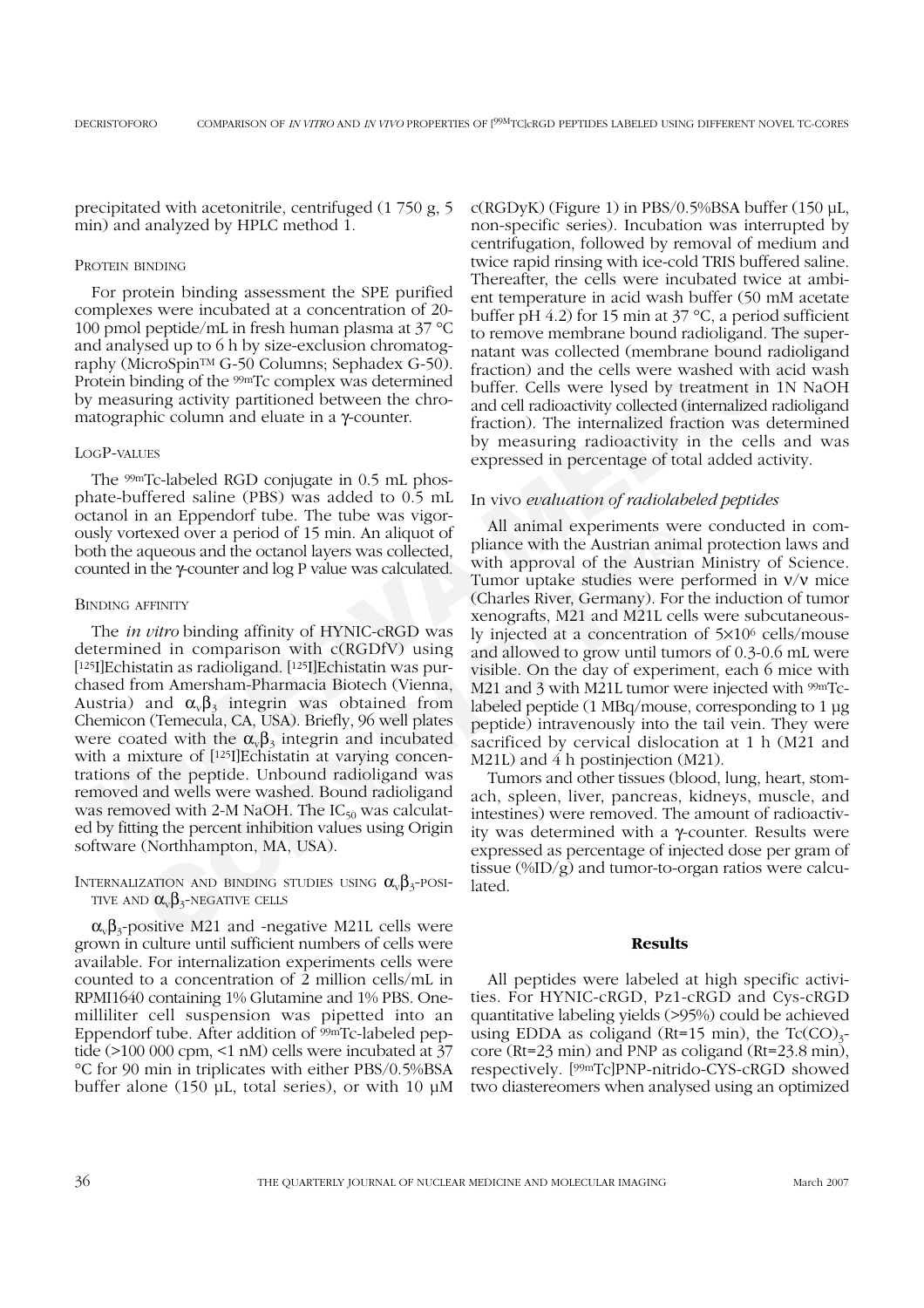precipitated with acetonitrile, centrifuged (1 750 g, 5 min) and analyzed by HPLC method 1.

#### Protein binding

For protein binding assessment the SPE purified complexes were incubated at a concentration of 20-100 pmol peptide/mL in fresh human plasma at 37 °C and analysed up to 6 h by size-exclusion chromatography (MicroSpin™ G-50 Columns; Sephadex G-50). Protein binding of the $^{99m}$Tc complex was determined by measuring activity partitioned between the chromatographic column and eluate in a γ-counter.

#### LogP-values

The $^{99m}$Tc-labeled RGD conjugate in 0.5 mL phosphate-buffered saline (PBS) was added to 0.5 mL octanol in an Eppendorf tube. The tube was vigorously vortexed over a period of 15 min. An aliquot of both the aqueous and the octanol layers was collected, counted in the γ-counter and log P value was calculated.

#### Binding affinity

The *in vitro* binding affinity of HYNIC-cRGD was determined in comparison with c(RGDfV) using [$^{125}$I]Echistatin as radioligand. [$^{125}$I]Echistatin was purchased from Amersham-Pharmacia Biotech (Vienna, Austria) and $\alpha_v\beta_3$ integrin was obtained from Chemicon (Temecula, CA, USA). Briefly, 96 well plates were coated with the $\alpha_v\beta_3$ integrin and incubated with a mixture of [$^{125}$I]Echistatin at varying concentrations of the peptide. Unbound radioligand was removed and wells were washed. Bound radioligand was removed with 2-M NaOH. The $IC_{50}$ was calculated by fitting the percent inhibition values using Origin software (Northhampton, MA, USA).

#### Internalization and binding studies using $\alpha_v\beta_3$-positive and $\alpha_v\beta_3$-negative cells

$\alpha_v\beta_3$-positive M21 and -negative M21L cells were grown in culture until sufficient numbers of cells were available. For internalization experiments cells were counted to a concentration of 2 million cells/mL in RPMI1640 containing 1% Glutamine and 1% PBS. One-milliliter cell suspension was pipetted into an Eppendorf tube. After addition of $^{99m}$Tc-labeled peptide (>100 000 cpm, <1 nM) cells were incubated at 37 °C for 90 min in triplicates with either PBS/0.5%BSA buffer alone (150 µL, total series), or with 10 µM c(RGDyK) (Figure 1) in PBS/0.5%BSA buffer (150 µL, non-specific series). Incubation was interrupted by centrifugation, followed by removal of medium and twice rapid rinsing with ice-cold TRIS buffered saline. Thereafter, the cells were incubated twice at ambient temperature in acid wash buffer (50 mM acetate buffer pH 4.2) for 15 min at 37 °C, a period sufficient to remove membrane bound radioligand. The supernatant was collected (membrane bound radioligand fraction) and the cells were washed with acid wash buffer. Cells were lysed by treatment in 1N NaOH and cell radioactivity collected (internalized radioligand fraction). The internalized fraction was determined by measuring radioactivity in the cells and was expressed in percentage of total added activity.

### In vivo *evaluation of radiolabeled peptides*

All animal experiments were conducted in compliance with the Austrian animal protection laws and with approval of the Austrian Ministry of Science. Tumor uptake studies were performed in ν/ν mice (Charles River, Germany). For the induction of tumor xenografts, M21 and M21L cells were subcutaneously injected at a concentration of 5×10$^{6}$ cells/mouse and allowed to grow until tumors of 0.3-0.6 mL were visible. On the day of experiment, each 6 mice with M21 and 3 with M21L tumor were injected with $^{99m}$Tc-labeled peptide (1 MBq/mouse, corresponding to 1 µg peptide) intravenously into the tail vein. They were sacrificed by cervical dislocation at 1 h (M21 and M21L) and 4 h postinjection (M21).

Tumors and other tissues (blood, lung, heart, stomach, spleen, liver, pancreas, kidneys, muscle, and intestines) were removed. The amount of radioactivity was determined with a γ-counter. Results were expressed as percentage of injected dose per gram of tissue (%ID/g) and tumor-to-organ ratios were calculated.

## Results

All peptides were labeled at high specific activities. For HYNIC-cRGD, Pz1-cRGD and Cys-cRGD quantitative labeling yields (>95%) could be achieved using EDDA as coligand (Rt=15 min), the $Tc(CO)_3$-core (Rt=23 min) and PNP as coligand (Rt=23.8 min), respectively. [$^{99m}$Tc]PNP-nitrido-CYS-cRGD showed two diastereomers when analysed using an optimized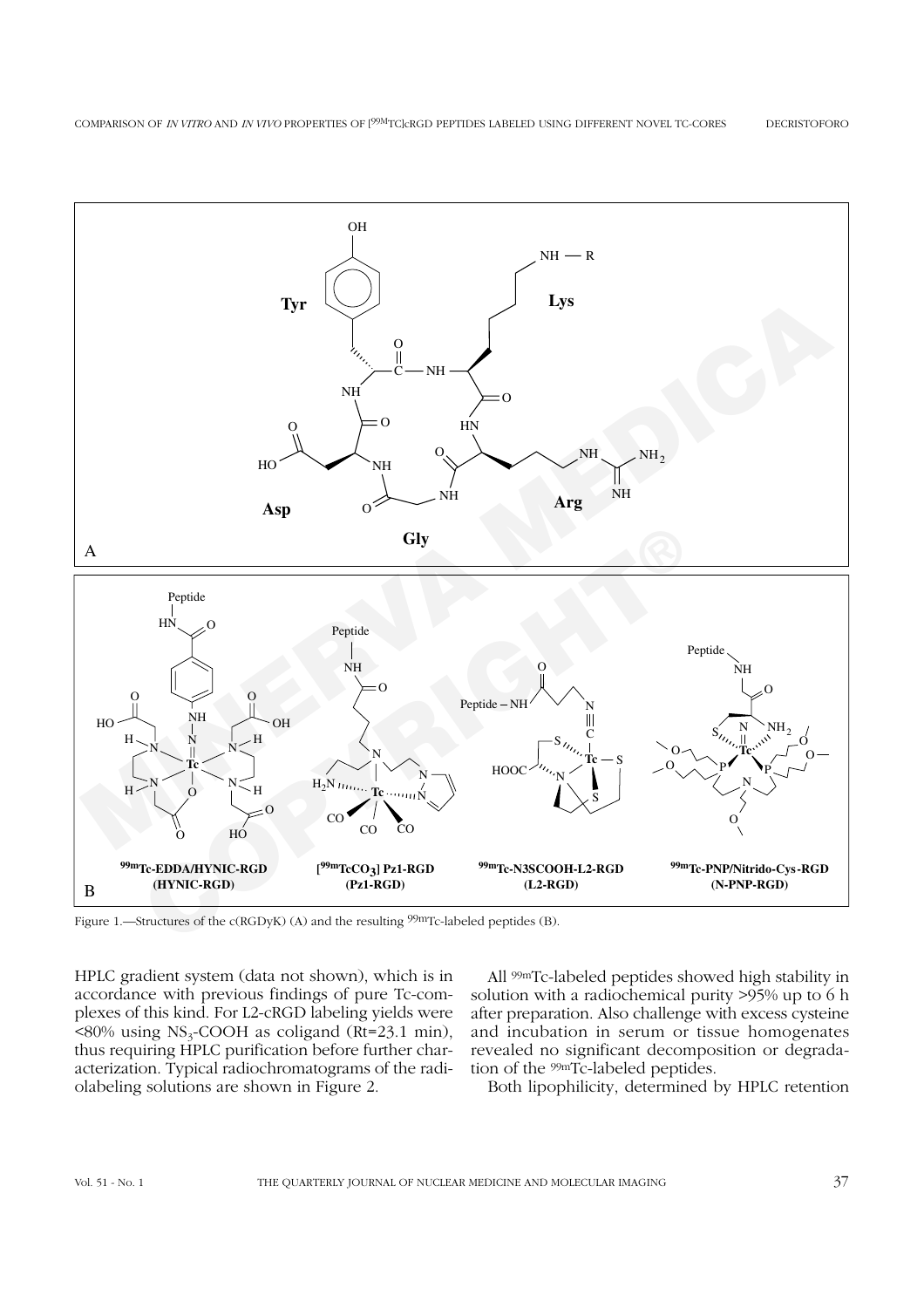Figure 1.—Structures of the c(RGDyK) (A) and the resulting $^{99m}$Tc-labeled peptides (B).

HPLC gradient system (data not shown), which is in accordance with previous findings of pure Tc-complexes of this kind. For L2-cRGD labeling yields were <80% using $NS_3$-COOH as coligand (Rt=23.1 min), thus requiring HPLC purification before further characterization. Typical radiochromatograms of the radiolabeling solutions are shown in Figure 2.

All $^{99m}$Tc-labeled peptides showed high stability in solution with a radiochemical purity >95% up to 6 h after preparation. Also challenge with excess cysteine and incubation in serum or tissue homogenates revealed no significant decomposition or degradation of the $^{99m}$Tc-labeled peptides.

Both lipophilicity, determined by HPLC retention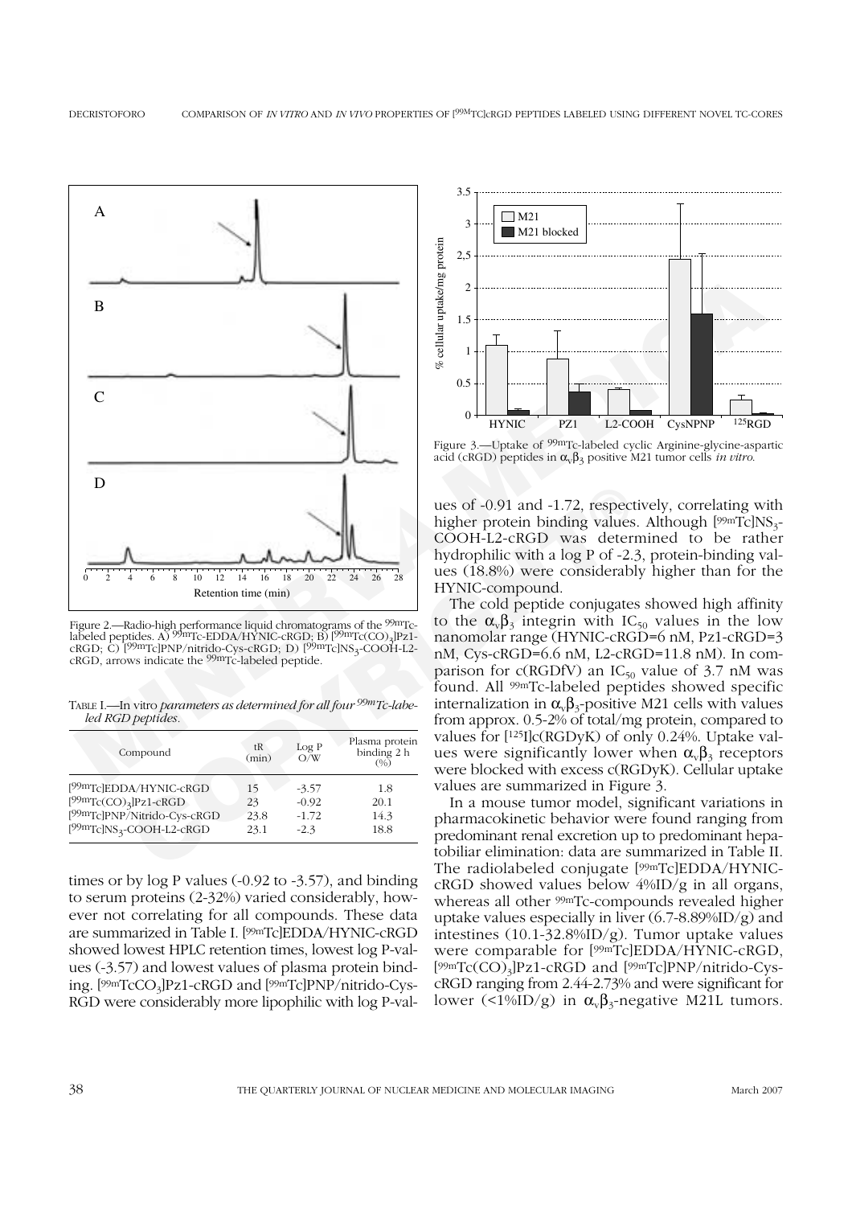Figure 2.—Radio-high performance liquid chromatograms of the $^{99m}$Tc-labeled peptides. A) $^{99m}$Tc-EDDA/HYNIC-cRGD; B) [$^{99m}$Tc(CO)$_3$]Pz1-cRGD; C) [$^{99m}$Tc]PNP/nitrido-Cys-cRGD; D) [$^{99m}$Tc]NS$_3$-COOH-L2-cRGD, arrows indicate the $^{99m}$Tc-labeled peptide.

TABLE I.—In vitro *parameters as determined for all four* $^{99m}$*Tc-labeled RGD peptides.*

| Compound | tR (min) | Log P O/W | Plasma protein binding 2 h (%) |
|---|---|---|---|
| [$^{99m}$Tc]EDDA/HYNIC-cRGD | 15 | -3.57 | 1.8 |
| [$^{99m}$Tc(CO)$_3$]Pz1-cRGD | 23 | -0.92 | 20.1 |
| [$^{99m}$Tc]PNP/Nitrido-Cys-cRGD | 23.8 | -1.72 | 14.3 |
| [$^{99m}$Tc]NS$_3$-COOH-L2-cRGD | 23.1 | -2.3 | 18.8 |

times or by log P values (-0.92 to -3.57), and binding to serum proteins (2-32%) varied considerably, however not correlating for all compounds. These data are summarized in Table I. [$^{99m}$Tc]EDDA/HYNIC-cRGD showed lowest HPLC retention times, lowest log P-values (-3.57) and lowest values of plasma protein binding. [$^{99m}$TcCO$_3$]Pz1-cRGD and [$^{99m}$Tc]PNP/nitrido-Cys-RGD were considerably more lipophilic with log P-values of -0.91 and -1.72, respectively, correlating with higher protein binding values. Although [$^{99m}$Tc]NS$_3$-COOH-L2-cRGD was determined to be rather hydrophilic with a log P of -2.3, protein-binding values (18.8%) were considerably higher than for the HYNIC-compound.

The cold peptide conjugates showed high affinity to the $\alpha_v\beta_3$ integrin with $IC_{50}$ values in the low nanomolar range (HYNIC-cRGD=6 nM, Pz1-cRGD=3 nM, Cys-cRGD=6.6 nM, L2-cRGD=11.8 nM). In comparison for c(RGDfV) an $IC_{50}$ value of 3.7 nM was found. All $^{99m}$Tc-labeled peptides showed specific internalization in $\alpha_v\beta_3$-positive M21 cells with values from approx. 0.5-2% of total/mg protein, compared to values for [$^{125}$I]c(RGDyK) of only 0.24%. Uptake values were significantly lower when $\alpha_v\beta_3$ receptors were blocked with excess c(RGDyK). Cellular uptake values are summarized in Figure 3.

Figure 3.—Uptake of $^{99m}$Tc-labeled cyclic Arginine-glycine-aspartic acid (cRGD) peptides in $\alpha_v\beta_3$ positive M21 tumor cells *in vitro*.

In a mouse tumor model, significant variations in pharmacokinetic behavior were found ranging from predominant renal excretion up to predominant hepatobiliar elimination: data are summarized in Table II. The radiolabeled conjugate [$^{99m}$Tc]EDDA/HYNIC-cRGD showed values below 4%ID/g in all organs, whereas all other $^{99m}$Tc-compounds revealed higher uptake values especially in liver (6.7-8.89%ID/g) and intestines (10.1-32.8%ID/g). Tumor uptake values were comparable for [$^{99m}$Tc]EDDA/HYNIC-cRGD, [$^{99m}$Tc(CO)$_3$]Pz1-cRGD and [$^{99m}$Tc]PNP/nitrido-Cys-cRGD ranging from 2.44-2.73% and were significant for lower (<1%ID/g) in $\alpha_v\beta_3$-negative M21L tumors.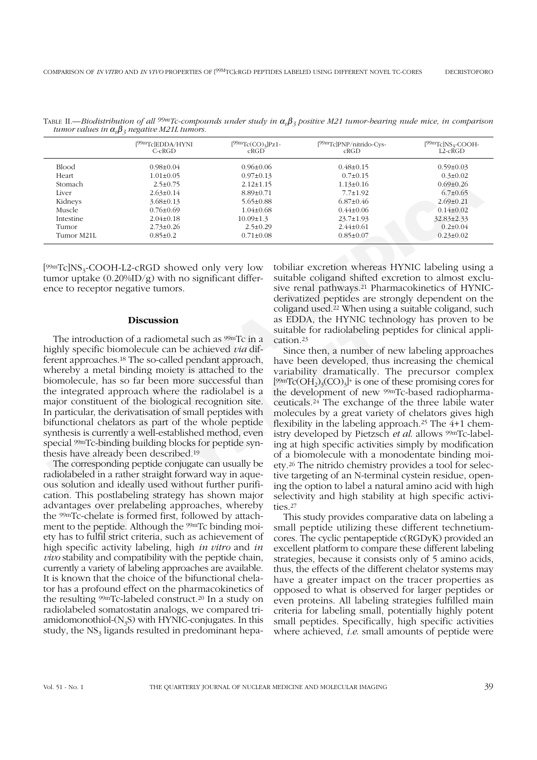TABLE II.—*Biodistribution of all $^{99m}$Tc-compounds under study in $\alpha_v\beta_3$ positive M21 tumor-bearing nude mice, in comparison tumor values in $\alpha_v\beta_3$ negative M21L tumors.*

| | [$^{99m}$Tc]EDDA/HYNI C-cRGD | [$^{99m}$Tc(CO)$_3$]Pz1-cRGD | [$^{99m}$Tc]PNP/nitrido-Cys-cRGD | [$^{99m}$Tc]NS$_3$-COOH-L2-cRGD |
|---|---|---|---|---|
| Blood | 0.98±0.04 | 0.96±0.06 | 0.48±0.15 | 0.59±0.03 |
| Heart | 1.01±0.05 | 0.97±0.13 | 0.7±0.15 | 0.3±0.02 |
| Stomach | 2.5±0.75 | 2.12±1.15 | 1.13±0.16 | 0.69±0.26 |
| Liver | 2.63±0.14 | 8.89±0.71 | 7.7±1.92 | 6.7±0.65 |
| Kidneys | 3.68±0.13 | 5.65±0.88 | 6.87±0.46 | 2.69±0.21 |
| Muscle | 0.76±0.69 | 1.04±0.68 | 0.44±0.06 | 0.14±0.02 |
| Intestine | 2.04±0.18 | 10.09±1.3 | 23.7±1.93 | 32.83±2.33 |
| Tumor | 2.73±0.26 | 2.5±0.29 | 2.44±0.61 | 0.2±0.04 |
| Tumor M21L | 0.85±0.2 | 0.71±0.08 | 0.85±0.07 | 0.23±0.02 |

[$^{99m}$Tc]NS$_3$-COOH-L2-cRGD showed only very low tumor uptake (0.20%ID/g) with no significant difference to receptor negative tumors.

## Discussion

The introduction of a radiometal such as $^{99m}$Tc in a highly specific biomolecule can be achieved *via* different approaches.[18] The so-called pendant approach, whereby a metal binding moiety is attached to the biomolecule, has so far been more successful than the integrated approach where the radiolabel is a major constituent of the biological recognition site. In particular, the derivatisation of small peptides with bifunctional chelators as part of the whole peptide synthesis is currently a well-established method, even special $^{99m}$Tc-binding building blocks for peptide synthesis have already been described.[19]

The corresponding peptide conjugate can usually be radiolabeled in a rather straight forward way in aqueous solution and ideally used without further purification. This postlabeling strategy has shown major advantages over prelabeling approaches, whereby the $^{99m}$Tc-chelate is formed first, followed by attachment to the peptide. Although the $^{99m}$Tc binding moiety has to fulfil strict criteria, such as achievement of high specific activity labeling, high *in vitro* and *in vivo* stability and compatibility with the peptide chain, currently a variety of labeling approaches are available. It is known that the choice of the bifunctional chelator has a profound effect on the pharmacokinetics of the resulting $^{99m}$Tc-labeled construct.[20] In a study on radiolabeled somatostatin analogs, we compared triamidomonothiol-(N$_3$S) with HYNIC-conjugates. In this study, the NS$_3$ ligands resulted in predominant hepatobiliar excretion whereas HYNIC labeling using a suitable coligand shifted excretion to almost exclusive renal pathways.[21] Pharmacokinetics of HYNIC-derivatized peptides are strongly dependent on the coligand used.[22] When using a suitable coligand, such as EDDA, the HYNIC technology has proven to be suitable for radiolabeling peptides for clinical application.[23]

Since then, a number of new labeling approaches have been developed, thus increasing the chemical variability dramatically. The precursor complex [$^{99m}$Tc(OH$_2$)$_3$(CO)$_3$]$^+$ is one of these promising cores for the development of new $^{99m}$Tc-based radiopharmaceuticals.[24] The exchange of the three labile water molecules by a great variety of chelators gives high flexibility in the labeling approach.[25] The 4+1 chemistry developed by Pietzsch *et al.* allows $^{99m}$Tc-labeling at high specific activities simply by modification of a biomolecule with a monodentate binding moiety.[26] The nitrido chemistry provides a tool for selective targeting of an N-terminal cystein residue, opening the option to label a natural amino acid with high selectivity and high stability at high specific activities.[27]

This study provides comparative data on labeling a small peptide utilizing these different technetium-cores. The cyclic pentapeptide c(RGDyK) provided an excellent platform to compare these different labeling strategies, because it consists only of 5 amino acids, thus, the effects of the different chelator systems may have a greater impact on the tracer properties as opposed to what is observed for larger peptides or even proteins. All labeling strategies fulfilled main criteria for labeling small, potentially highly potent small peptides. Specifically, high specific activities where achieved, *i.e.* small amounts of peptide were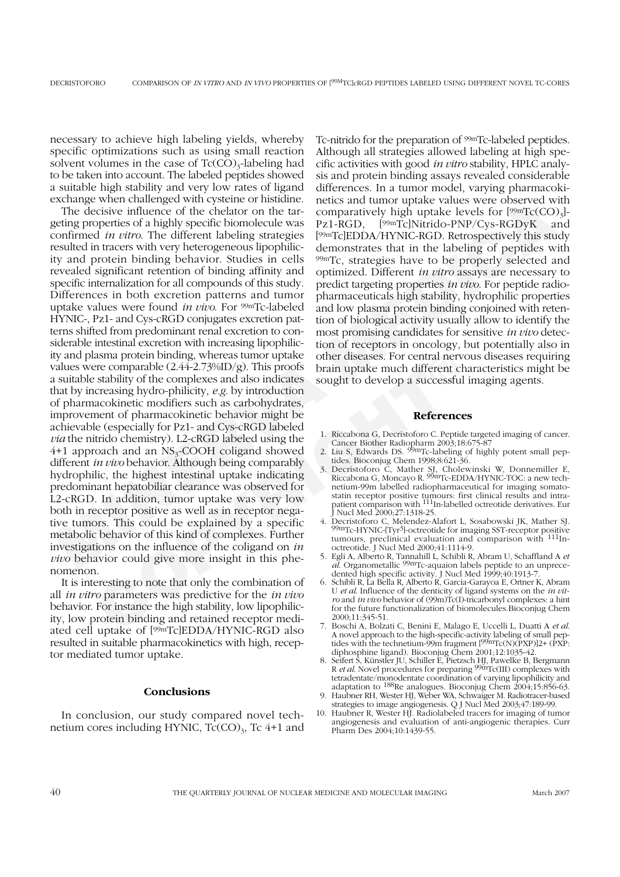necessary to achieve high labeling yields, whereby specific optimizations such as using small reaction solvent volumes in the case of $Tc(CO)_3$-labeling had to be taken into account. The labeled peptides showed a suitable high stability and very low rates of ligand exchange when challenged with cysteine or histidine.

The decisive influence of the chelator on the targeting properties of a highly specific biomolecule was confirmed *in vitro*. The different labeling strategies resulted in tracers with very heterogeneous lipophilicity and protein binding behavior. Studies in cells revealed significant retention of binding affinity and specific internalization for all compounds of this study. Differences in both excretion patterns and tumor uptake values were found *in vivo*. For $^{99m}$Tc-labeled HYNIC-, Pz1- and Cys-cRGD conjugates excretion patterns shifted from predominant renal excretion to considerable intestinal excretion with increasing lipophilicity and plasma protein binding, whereas tumor uptake values were comparable (2.44-2.73%ID/g). This proofs a suitable stability of the complexes and also indicates that by increasing hydro-philicity, *e.g.* by introduction of pharmacokinetic modifiers such as carbohydrates, improvement of pharmacokinetic behavior might be achievable (especially for Pz1- and Cys-cRGD labeled *via* the nitrido chemistry). L2-cRGD labeled using the 4+1 approach and an $NS_3$-COOH coligand showed different *in vivo* behavior. Although being comparably hydrophilic, the highest intestinal uptake indicating predominant hepatobiliar clearance was observed for L2-cRGD. In addition, tumor uptake was very low both in receptor positive as well as in receptor negative tumors. This could be explained by a specific metabolic behavior of this kind of complexes. Further investigations on the influence of the coligand on *in vivo* behavior could give more insight in this phenomenon.

It is interesting to note that only the combination of all *in vitro* parameters was predictive for the *in vivo* behavior. For instance the high stability, low lipophilicity, low protein binding and retained receptor mediated cell uptake of [$^{99m}$Tc]EDDA/HYNIC-RGD also resulted in suitable pharmacokinetics with high, receptor mediated tumor uptake.

## Conclusions

In conclusion, our study compared novel technetium cores including HYNIC, $Tc(CO)_3$, Tc 4+1 and Tc-nitrido for the preparation of $^{99m}$Tc-labeled peptides. Although all strategies allowed labeling at high specific activities with good *in vitro* stability, HPLC analysis and protein binding assays revealed considerable differences. In a tumor model, varying pharmacokinetics and tumor uptake values were observed with comparatively high uptake levels for [$^{99m}Tc(CO)_3$]-Pz1-RGD, [$^{99m}$Tc]Nitrido-PNP/Cys-RGDyK and [$^{99m}$Tc]EDDA/HYNIC-RGD. Retrospectively this study demonstrates that in the labeling of peptides with $^{99m}$Tc, strategies have to be properly selected and optimized. Different *in vitro* assays are necessary to predict targeting properties *in vivo*. For peptide radiopharmaceuticals high stability, hydrophilic properties and low plasma protein binding conjoined with retention of biological activity usually allow to identify the most promising candidates for sensitive *in vivo* detection of receptors in oncology, but potentially also in other diseases. For central nervous diseases requiring brain uptake much different characteristics might be sought to develop a successful imaging agents.

## References

1. Riccabona G, Decristoforo C. Peptide targeted imaging of cancer. Cancer Biother Radiopharm 2003;18:675-87
2. Liu S, Edwards DS. $^{99m}$Tc-labeling of highly potent small peptides. Bioconjug Chem 1998;8:621-36.
3. Decristoforo C, Mather SJ, Cholewinski W, Donnemiller E, Riccabona G, Moncayo R. $^{99m}$Tc-EDDA/HYNIC-TOC: a new technetium-99m labelled radiopharmaceutical for imaging somatostatin receptor positive tumours: first clinical results and intrapatient comparison with $^{111}$In-labelled octreotide derivatives. Eur J Nucl Med 2000;27:1318-25.
4. Decristoforo C, Melendez-Alafort L, Sosabowski JK, Mather SJ. $^{99m}$Tc-HYNIC-[Tyr$^3$]-octreotide for imaging SST-receptor positive tumours, preclinical evaluation and comparison with $^{111}$In-octreotide. J Nucl Med 2000;41:1114-9.
5. Egli A, Alberto R, Tannahill L, Schibli R, Abram U, Schaffland A *et al.* Organometallic $^{99m}$Tc-aquaion labels peptide to an unprecedented high specific activity. J Nucl Med 1999;40:1913-7.
6. Schibli R, La Bella R, Alberto R, Garcia-Garayoa E, Ortner K, Abram U *et al.* Influence of the denticity of ligand systems on the *in vitro* and *in vivo* behavior of (99m)Tc(I)-tricarbonyl complexes: a hint for the future functionalization of biomolecules.Bioconjug Chem 2000;11:345-51.
7. Boschi A, Bolzati C, Benini E, Malago E, Uccelli L, Duatti A *et al.* A novel approach to the high-specific-activity labeling of small peptides with the technetium-99m fragment [$^{99m}$Tc(N)(PXP)]2+ (PXP: diphosphine ligand). Bioconjug Chem 2001;12:1035-42.
8. Seifert S, Künstler JU, Schiller E, Pietzsch HJ, Pawelke B, Bergmann R *et al.* Novel procedures for preparing $^{99m}$Tc(III) complexes with tetradentate/monodentate coordination of varying lipophilicity and adaptation to $^{188}$Re analogues. Bioconjug Chem 2004;15:856-63.
9. Haubner RH, Wester HJ, Weber WA, Schwaiger M. Radiotracer-based strategies to image angiogenesis. Q J Nucl Med 2003;47:189-99.
10. Haubner R, Wester HJ. Radiolabeled tracers for imaging of tumor angiogenesis and evaluation of anti-angiogenic therapies. Curr Pharm Des 2004;10:1439-55.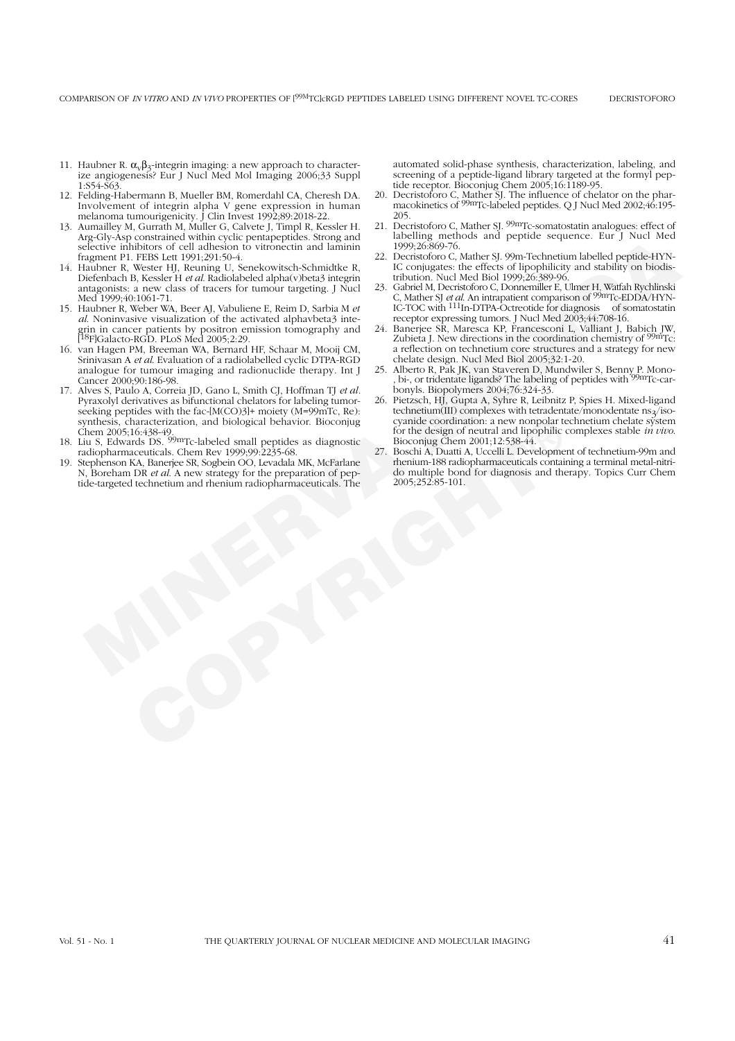11. Haubner R. $\alpha_v\beta_3$-integrin imaging: a new approach to characterize angiogenesis? Eur J Nucl Med Mol Imaging 2006;33 Suppl 1:S54-S63.
12. Felding-Habermann B, Mueller BM, Romerdahl CA, Cheresh DA. Involvement of integrin alpha V gene expression in human melanoma tumourigenicity. J Clin Invest 1992;89:2018-22.
13. Aumailley M, Gurrath M, Muller G, Calvete J, Timpl R, Kessler H. Arg-Gly-Asp constrained within cyclic pentapeptides. Strong and selective inhibitors of cell adhesion to vitronectin and laminin fragment P1. FEBS Lett 1991;291:50-4.
14. Haubner R, Wester HJ, Reuning U, Senekowitsch-Schmidtke R, Diefenbach B, Kessler H *et al.* Radiolabeled alpha(v)beta3 integrin antagonists: a new class of tracers for tumour targeting. J Nucl Med 1999;40:1061-71.
15. Haubner R, Weber WA, Beer AJ, Vabuliene E, Reim D, Sarbia M *et al.* Noninvasive visualization of the activated alphavbeta3 integrin in cancer patients by positron emission tomography and [18F]Galacto-RGD. PLoS Med 2005;2:29.
16. van Hagen PM, Breeman WA, Bernard HF, Schaar M, Mooij CM, Srinivasan A *et al.* Evaluation of a radiolabelled cyclic DTPA-RGD analogue for tumour imaging and radionuclide therapy. Int J Cancer 2000;90:186-98.
17. Alves S, Paulo A, Correia JD, Gano L, Smith CJ, Hoffman TJ *et al.* Pyraxolyl derivatives as bifunctional chelators for labeling tumor-seeking peptides with the fac-[M(CO)3]+ moiety (M=99mTc, Re): synthesis, characterization, and biological behavior. Bioconjug Chem 2005;16:438-49.
18. Liu S, Edwards DS. $^{99m}$Tc-labeled small peptides as diagnostic radiopharmaceuticals. Chem Rev 1999;99:2235-68.
19. Stephenson KA, Banerjee SR, Sogbein OO, Levadala MK, McFarlane N, Boreham DR *et al.* A new strategy for the preparation of peptide-targeted technetium and rhenium radiopharmaceuticals. The automated solid-phase synthesis, characterization, labeling, and screening of a peptide-ligand library targeted at the formyl peptide receptor. Bioconjug Chem 2005;16:1189-95.
20. Decristoforo C, Mather SJ. The influence of chelator on the pharmacokinetics of $^{99m}$Tc-labeled peptides. Q J Nucl Med 2002;46:195-205.
21. Decristoforo C, Mather SJ. $^{99m}$Tc-somatostatin analogues: effect of labelling methods and peptide sequence. Eur J Nucl Med 1999;26:869-76.
22. Decristoforo C, Mather SJ. 99m-Technetium labelled peptide-HYNIC conjugates: the effects of lipophilicity and stability on biodistribution. Nucl Med Biol 1999;26:389-96.
23. Gabriel M, Decristoforo C, Donnemiller E, Ulmer H, Watfah Rychlinski C, Mather SJ *et al.* An intrapatient comparison of $^{99m}$Tc-EDDA/HYNIC-TOC with $^{111}$In-DTPA-Octreotide for diagnosis of somatostatin receptor expressing tumors. J Nucl Med 2003;44:708-16.
24. Banerjee SR, Maresca KP, Francesconi L, Valliant J, Babich JW, Zubieta J. New directions in the coordination chemistry of $^{99m}$Tc: a reflection on technetium core structures and a strategy for new chelate design. Nucl Med Biol 2005;32:1-20.
25. Alberto R, Pak JK, van Staveren D, Mundwiler S, Benny P. Mono-, bi-, or tridentate ligands? The labeling of peptides with $^{99m}$Tc-carbonyls. Biopolymers 2004;76:324-33.
26. Pietzsch, HJ, Gupta A, Syhre R, Leibnitz P, Spies H. Mixed-ligand technetium(III) complexes with tetradentate/monodentate $ns_3$/isocyanide coordination: a new nonpolar technetium chelate system for the design of neutral and lipophilic complexes stable *in vivo*. Bioconjug Chem 2001;12:538-44.
27. Boschi A, Duatti A, Uccelli L. Development of technetium-99m and rhenium-188 radiopharmaceuticals containing a terminal metal-nitrido multiple bond for diagnosis and therapy. Topics Curr Chem 2005;252:85-101.